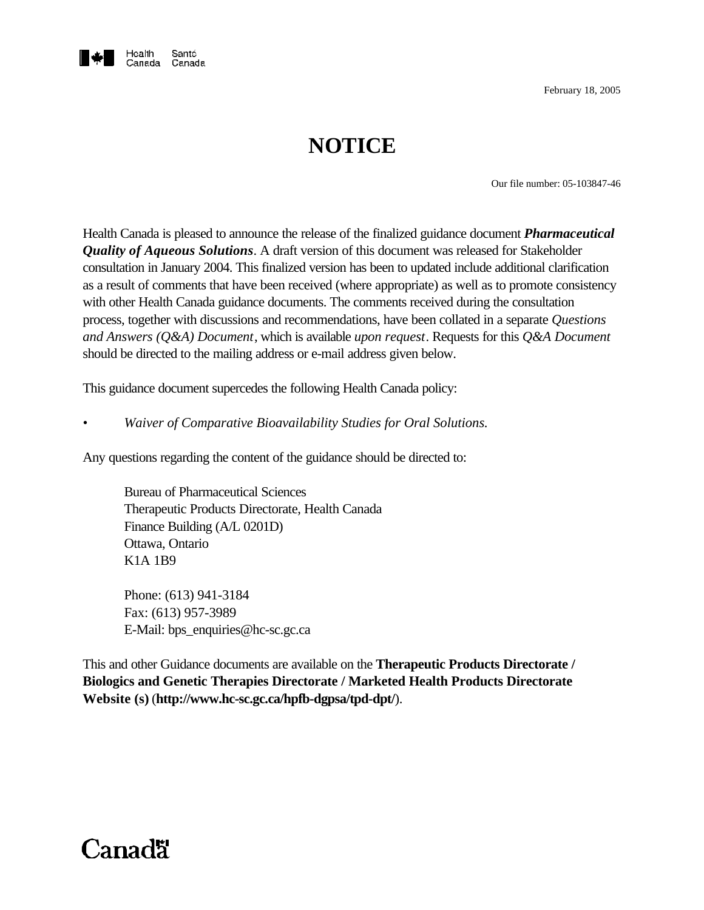Health Canada Santé Canada

February 18, 2005

# NOTICE

Our file number: 05-103847-46

Health Canada is pleased to announce the release of the finalized guidance document ***Pharmaceutical Quality of Aqueous Solutions***. A draft version of this document was released for Stakeholder consultation in January 2004. This finalized version has been to updated include additional clarification as a result of comments that have been received (where appropriate) as well as to promote consistency with other Health Canada guidance documents. The comments received during the consultation process, together with discussions and recommendations, have been collated in a separate *Questions and Answers (Q&A) Document*, which is available *upon request*. Requests for this *Q&A Document* should be directed to the mailing address or e-mail address given below.

This guidance document supercedes the following Health Canada policy:

- *Waiver of Comparative Bioavailability Studies for Oral Solutions.*

Any questions regarding the content of the guidance should be directed to:

Bureau of Pharmaceutical Sciences
Therapeutic Products Directorate, Health Canada
Finance Building (A/L 0201D)
Ottawa, Ontario
K1A 1B9

Phone: (613) 941-3184
Fax: (613) 957-3989
E-Mail: bps_enquiries@hc-sc.gc.ca

This and other Guidance documents are available on the **Therapeutic Products Directorate / Biologics and Genetic Therapies Directorate / Marketed Health Products Directorate Website (s)** (**http://www.hc-sc.gc.ca/hpfb-dgpsa/tpd-dpt/**).

Canada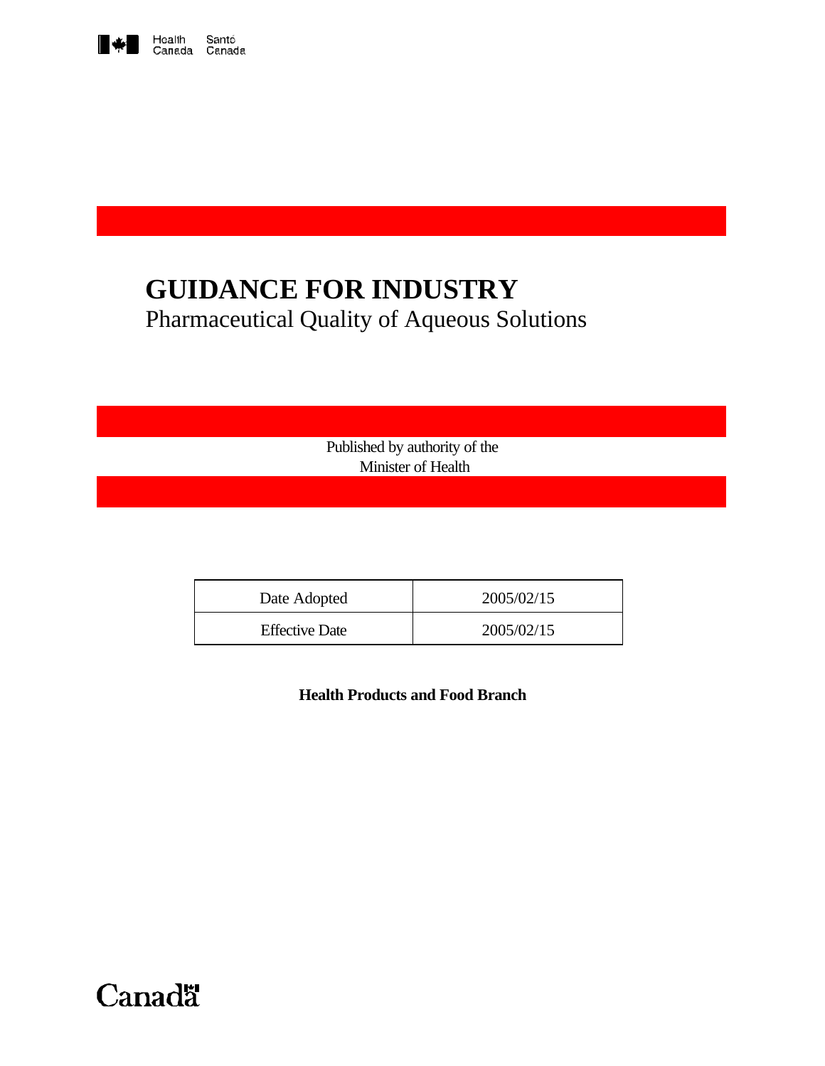Health Canada Santé Canada

# GUIDANCE FOR INDUSTRY

Pharmaceutical Quality of Aqueous Solutions

Published by authority of the
Minister of Health

| Date Adopted | 2005/02/15 |
| --- | --- |
| Effective Date | 2005/02/15 |

**Health Products and Food Branch**

Canada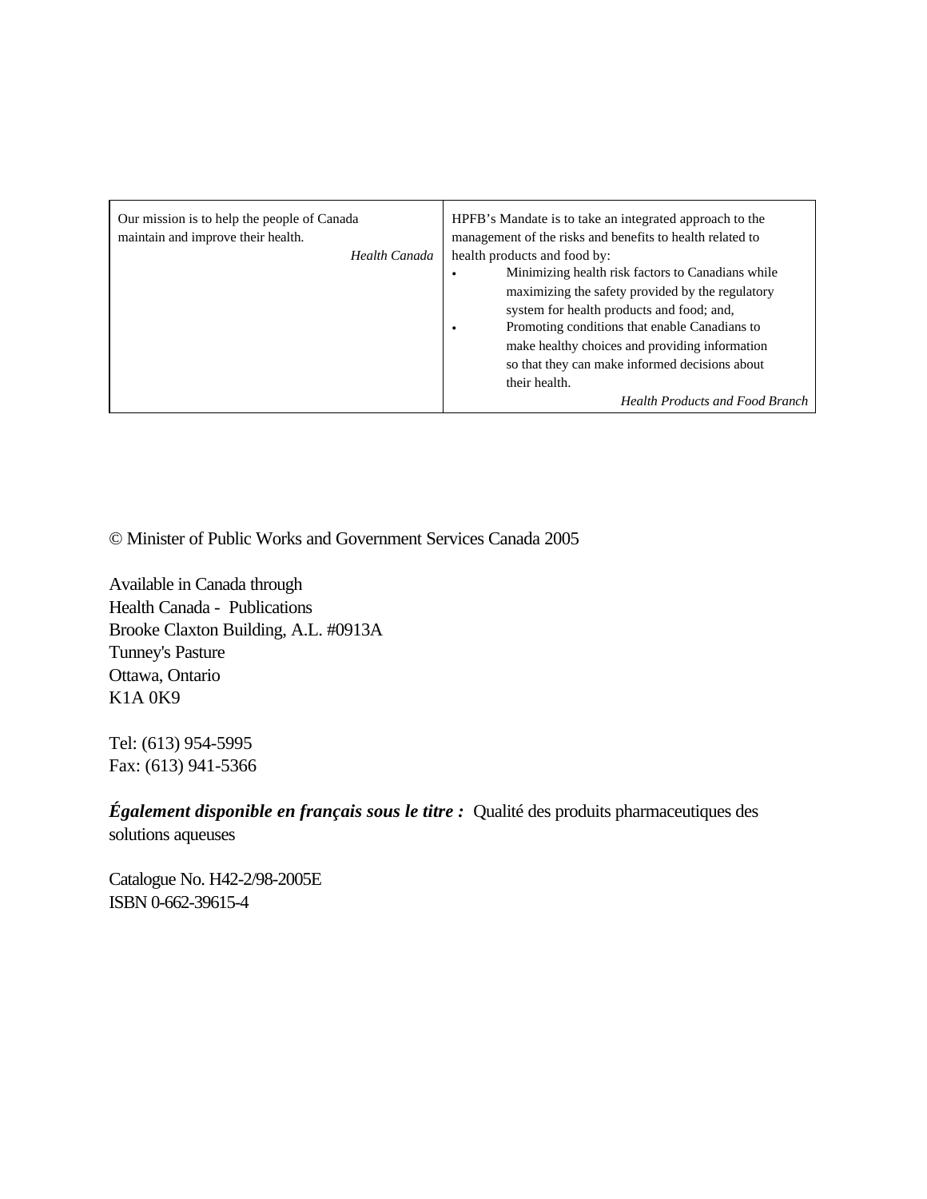| Our mission is to help the people of Canada maintain and improve their health.<br><br>*Health Canada* | HPFB's Mandate is to take an integrated approach to the management of the risks and benefits to health related to health products and food by:<br>• Minimizing health risk factors to Canadians while maximizing the safety provided by the regulatory system for health products and food; and,<br>• Promoting conditions that enable Canadians to make healthy choices and providing information so that they can make informed decisions about their health.<br><br>*Health Products and Food Branch* |
|---|---|

© Minister of Public Works and Government Services Canada 2005

Available in Canada through
Health Canada - Publications
Brooke Claxton Building, A.L. #0913A
Tunney's Pasture
Ottawa, Ontario
K1A 0K9

Tel: (613) 954-5995
Fax: (613) 941-5366

***Également disponible en français sous le titre :*** Qualité des produits pharmaceutiques des solutions aqueuses

Catalogue No. H42-2/98-2005E
ISBN 0-662-39615-4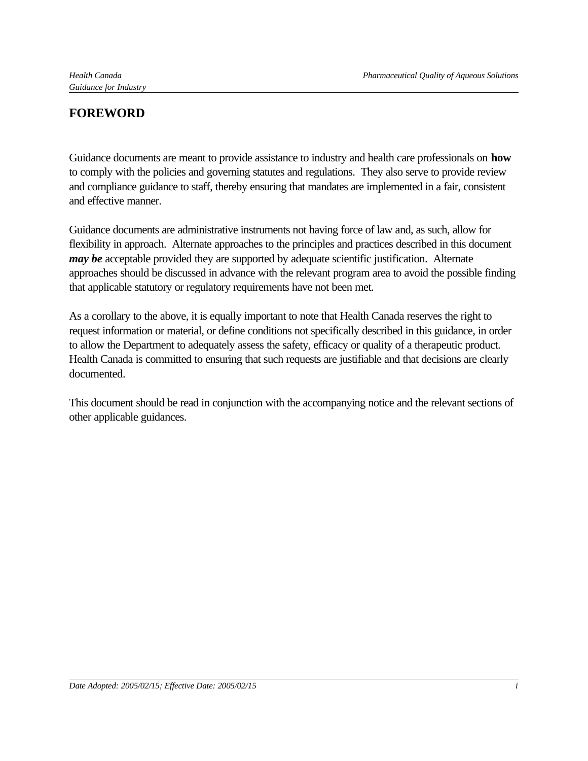# FOREWORD

Guidance documents are meant to provide assistance to industry and health care professionals on **how** to comply with the policies and governing statutes and regulations. They also serve to provide review and compliance guidance to staff, thereby ensuring that mandates are implemented in a fair, consistent and effective manner.

Guidance documents are administrative instruments not having force of law and, as such, allow for flexibility in approach. Alternate approaches to the principles and practices described in this document ***may be*** acceptable provided they are supported by adequate scientific justification. Alternate approaches should be discussed in advance with the relevant program area to avoid the possible finding that applicable statutory or regulatory requirements have not been met.

As a corollary to the above, it is equally important to note that Health Canada reserves the right to request information or material, or define conditions not specifically described in this guidance, in order to allow the Department to adequately assess the safety, efficacy or quality of a therapeutic product. Health Canada is committed to ensuring that such requests are justifiable and that decisions are clearly documented.

This document should be read in conjunction with the accompanying notice and the relevant sections of other applicable guidances.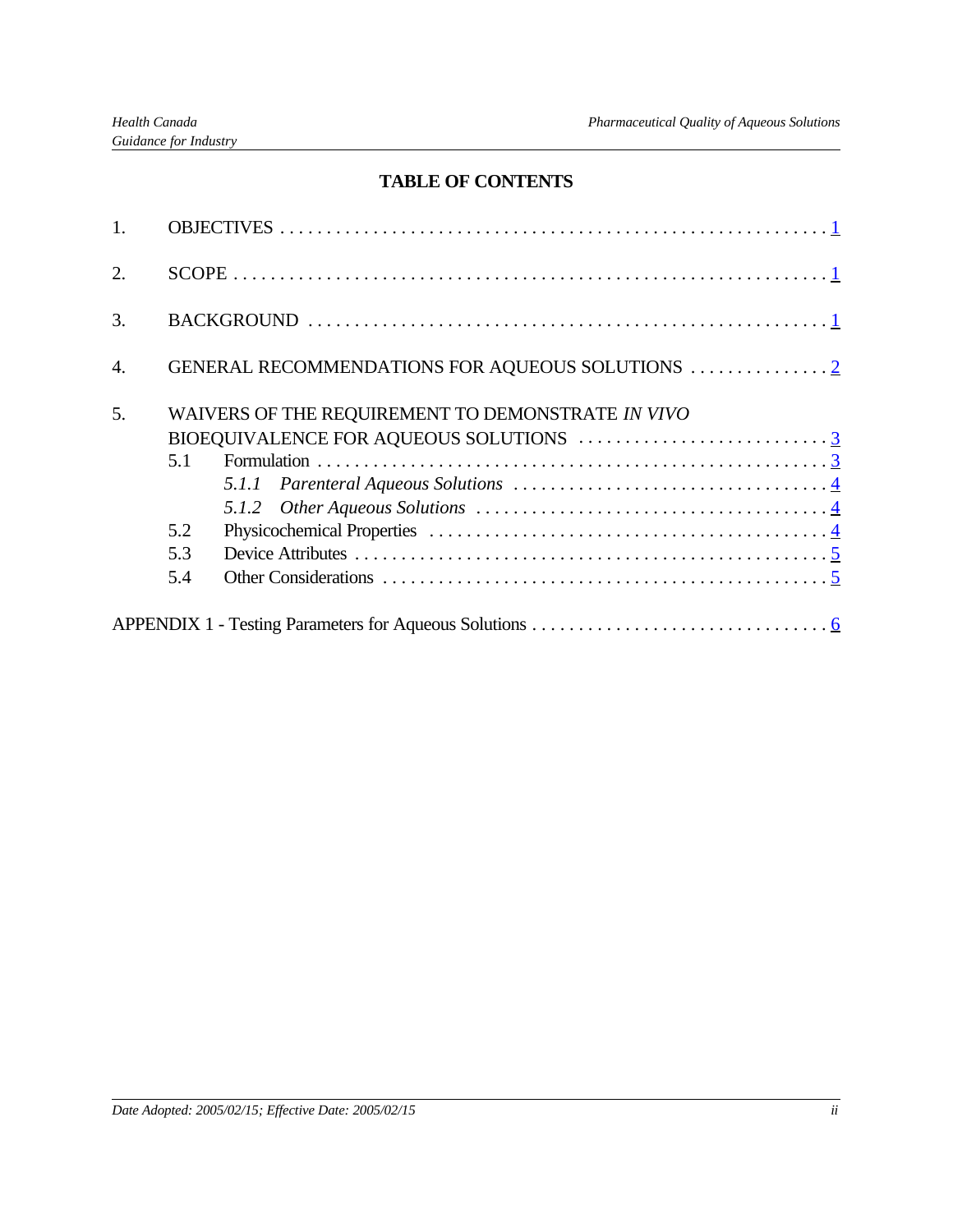## TABLE OF CONTENTS

1. OBJECTIVES . . . . . . . . . . . . . . . . . . . . . . . . . . . . . . . . . . . . . . . . . . . . . . . . . . . . . . . . . . . . . 1

2. SCOPE . . . . . . . . . . . . . . . . . . . . . . . . . . . . . . . . . . . . . . . . . . . . . . . . . . . . . . . . . . . . . . . . . 1

3. BACKGROUND . . . . . . . . . . . . . . . . . . . . . . . . . . . . . . . . . . . . . . . . . . . . . . . . . . . . . . . . . 1

4. GENERAL RECOMMENDATIONS FOR AQUEOUS SOLUTIONS . . . . . . . . . . . . . . . 2

5. WAIVERS OF THE REQUIREMENT TO DEMONSTRATE *IN VIVO* BIOEQUIVALENCE FOR AQUEOUS SOLUTIONS . . . . . . . . . . . . . . . . . . . . . . . . . . . 3
   - 5.1 Formulation . . . . . . . . . . . . . . . . . . . . . . . . . . . . . . . . . . . . . . . . . . . . . . . . . . . . . . . 3
     - *5.1.1 Parenteral Aqueous Solutions* . . . . . . . . . . . . . . . . . . . . . . . . . . . . . . . . . . 4
     - *5.1.2 Other Aqueous Solutions* . . . . . . . . . . . . . . . . . . . . . . . . . . . . . . . . . . . . . . 4
   - 5.2 Physicochemical Properties . . . . . . . . . . . . . . . . . . . . . . . . . . . . . . . . . . . . . . . . . . . 4
   - 5.3 Device Attributes . . . . . . . . . . . . . . . . . . . . . . . . . . . . . . . . . . . . . . . . . . . . . . . . . . . 5
   - 5.4 Other Considerations . . . . . . . . . . . . . . . . . . . . . . . . . . . . . . . . . . . . . . . . . . . . . . . . 5

APPENDIX 1 - Testing Parameters for Aqueous Solutions . . . . . . . . . . . . . . . . . . . . . . . . . . . . . . . . 6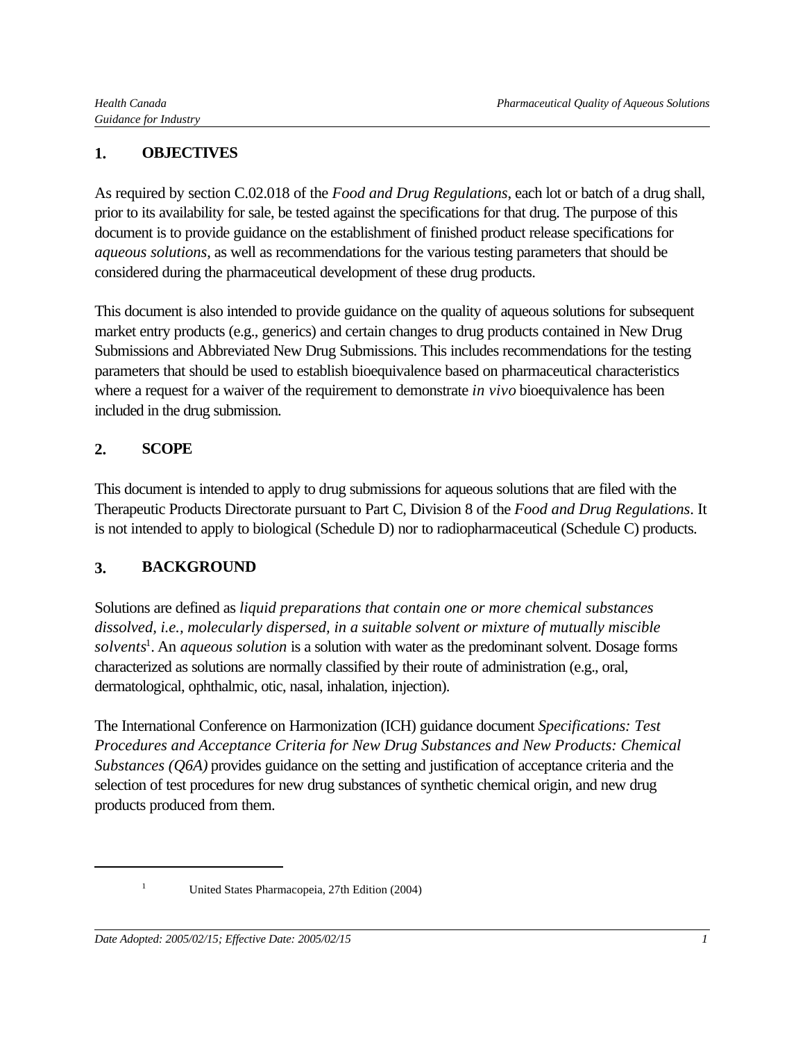## 1. OBJECTIVES

As required by section C.02.018 of the *Food and Drug Regulations*, each lot or batch of a drug shall, prior to its availability for sale, be tested against the specifications for that drug. The purpose of this document is to provide guidance on the establishment of finished product release specifications for *aqueous solutions*, as well as recommendations for the various testing parameters that should be considered during the pharmaceutical development of these drug products.

This document is also intended to provide guidance on the quality of aqueous solutions for subsequent market entry products (e.g., generics) and certain changes to drug products contained in New Drug Submissions and Abbreviated New Drug Submissions. This includes recommendations for the testing parameters that should be used to establish bioequivalence based on pharmaceutical characteristics where a request for a waiver of the requirement to demonstrate *in vivo* bioequivalence has been included in the drug submission.

## 2. SCOPE

This document is intended to apply to drug submissions for aqueous solutions that are filed with the Therapeutic Products Directorate pursuant to Part C, Division 8 of the *Food and Drug Regulations*. It is not intended to apply to biological (Schedule D) nor to radiopharmaceutical (Schedule C) products.

## 3. BACKGROUND

Solutions are defined as *liquid preparations that contain one or more chemical substances dissolved, i.e., molecularly dispersed, in a suitable solvent or mixture of mutually miscible solvents*[1]. An *aqueous solution* is a solution with water as the predominant solvent. Dosage forms characterized as solutions are normally classified by their route of administration (e.g., oral, dermatological, ophthalmic, otic, nasal, inhalation, injection).

The International Conference on Harmonization (ICH) guidance document *Specifications: Test Procedures and Acceptance Criteria for New Drug Substances and New Products: Chemical Substances (Q6A)* provides guidance on the setting and justification of acceptance criteria and the selection of test procedures for new drug substances of synthetic chemical origin, and new drug products produced from them.

---

[1] United States Pharmacopeia, 27th Edition (2004)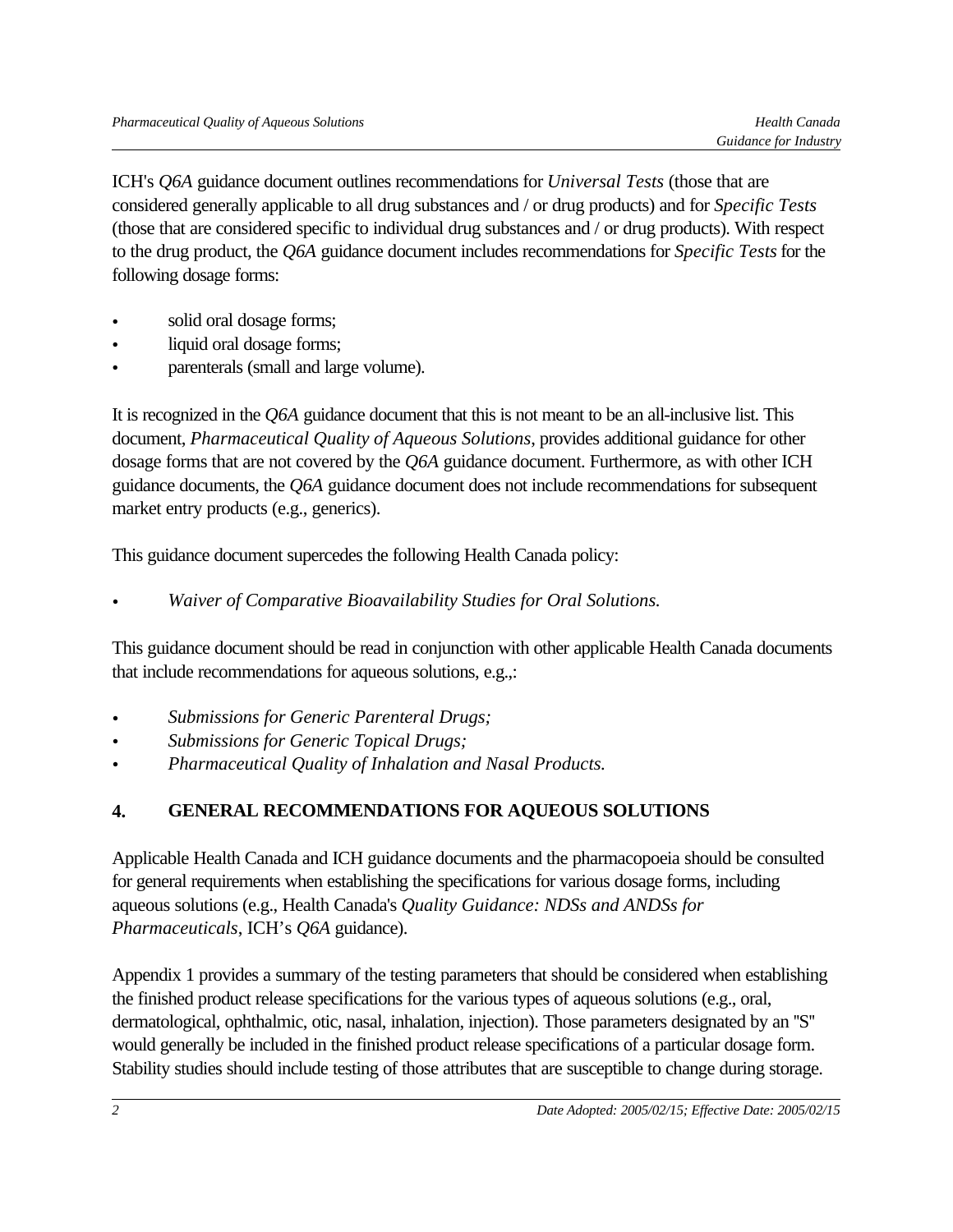ICH's *Q6A* guidance document outlines recommendations for *Universal Tests* (those that are considered generally applicable to all drug substances and / or drug products) and for *Specific Tests* (those that are considered specific to individual drug substances and / or drug products). With respect to the drug product, the *Q6A* guidance document includes recommendations for *Specific Tests* for the following dosage forms:

- solid oral dosage forms;
- liquid oral dosage forms;
- parenterals (small and large volume).

It is recognized in the *Q6A* guidance document that this is not meant to be an all-inclusive list. This document, *Pharmaceutical Quality of Aqueous Solutions*, provides additional guidance for other dosage forms that are not covered by the *Q6A* guidance document. Furthermore, as with other ICH guidance documents, the *Q6A* guidance document does not include recommendations for subsequent market entry products (e.g., generics).

This guidance document supercedes the following Health Canada policy:

- *Waiver of Comparative Bioavailability Studies for Oral Solutions.*

This guidance document should be read in conjunction with other applicable Health Canada documents that include recommendations for aqueous solutions, e.g.,:

- *Submissions for Generic Parenteral Drugs;*
- *Submissions for Generic Topical Drugs;*
- *Pharmaceutical Quality of Inhalation and Nasal Products.*

## 4. GENERAL RECOMMENDATIONS FOR AQUEOUS SOLUTIONS

Applicable Health Canada and ICH guidance documents and the pharmacopoeia should be consulted for general requirements when establishing the specifications for various dosage forms, including aqueous solutions (e.g., Health Canada's *Quality Guidance: NDSs and ANDSs for Pharmaceuticals*, ICH's *Q6A* guidance).

Appendix 1 provides a summary of the testing parameters that should be considered when establishing the finished product release specifications for the various types of aqueous solutions (e.g., oral, dermatological, ophthalmic, otic, nasal, inhalation, injection). Those parameters designated by an "S" would generally be included in the finished product release specifications of a particular dosage form. Stability studies should include testing of those attributes that are susceptible to change during storage.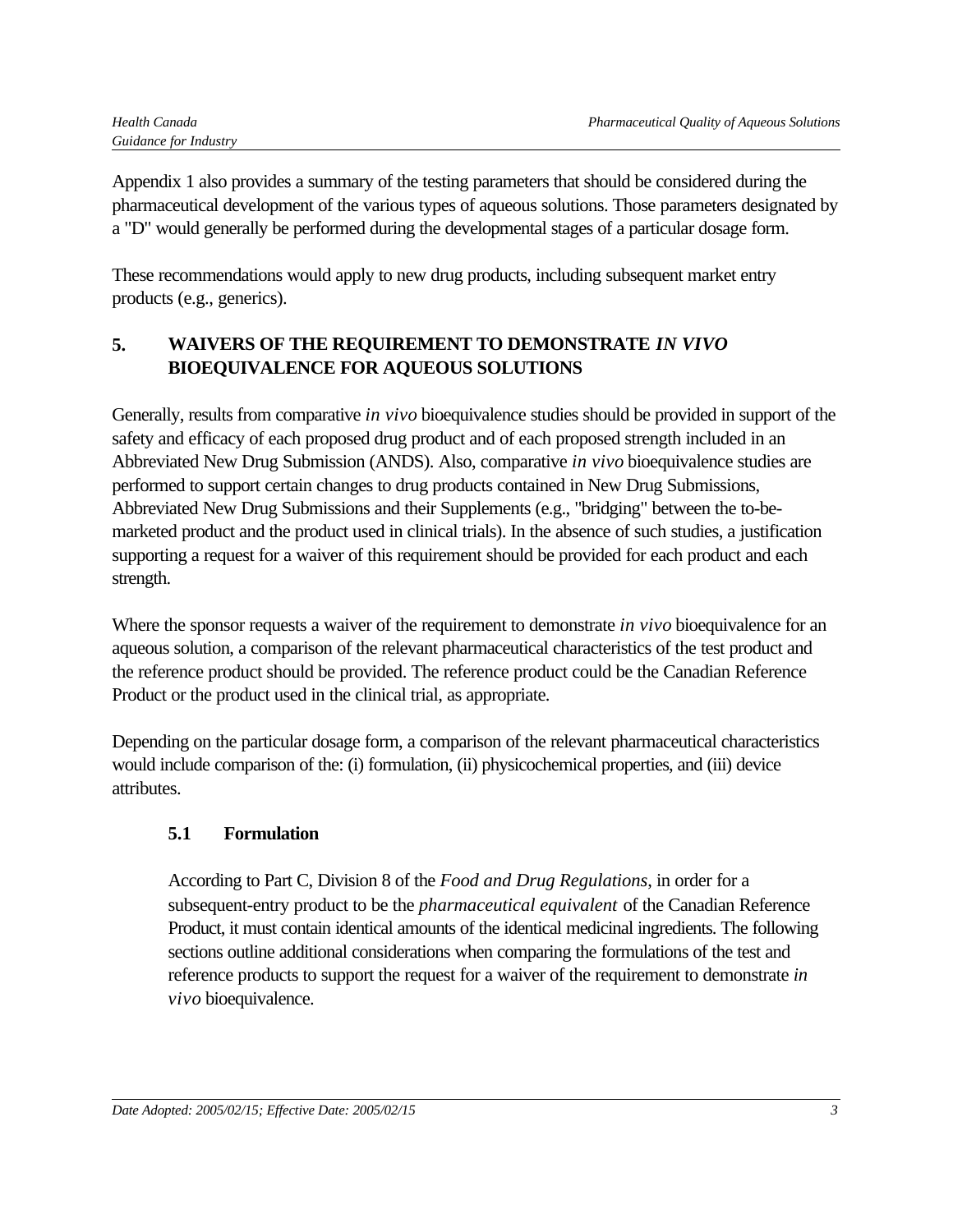Appendix 1 also provides a summary of the testing parameters that should be considered during the pharmaceutical development of the various types of aqueous solutions. Those parameters designated by a "D" would generally be performed during the developmental stages of a particular dosage form.

These recommendations would apply to new drug products, including subsequent market entry products (e.g., generics).

## 5. WAIVERS OF THE REQUIREMENT TO DEMONSTRATE *IN VIVO* BIOEQUIVALENCE FOR AQUEOUS SOLUTIONS

Generally, results from comparative *in vivo* bioequivalence studies should be provided in support of the safety and efficacy of each proposed drug product and of each proposed strength included in an Abbreviated New Drug Submission (ANDS). Also, comparative *in vivo* bioequivalence studies are performed to support certain changes to drug products contained in New Drug Submissions, Abbreviated New Drug Submissions and their Supplements (e.g., "bridging" between the to-be-marketed product and the product used in clinical trials). In the absence of such studies, a justification supporting a request for a waiver of this requirement should be provided for each product and each strength.

Where the sponsor requests a waiver of the requirement to demonstrate *in vivo* bioequivalence for an aqueous solution, a comparison of the relevant pharmaceutical characteristics of the test product and the reference product should be provided. The reference product could be the Canadian Reference Product or the product used in the clinical trial, as appropriate.

Depending on the particular dosage form, a comparison of the relevant pharmaceutical characteristics would include comparison of the: (i) formulation, (ii) physicochemical properties, and (iii) device attributes.

### 5.1 Formulation

According to Part C, Division 8 of the *Food and Drug Regulations*, in order for a subsequent-entry product to be the *pharmaceutical equivalent* of the Canadian Reference Product, it must contain identical amounts of the identical medicinal ingredients. The following sections outline additional considerations when comparing the formulations of the test and reference products to support the request for a waiver of the requirement to demonstrate *in vivo* bioequivalence.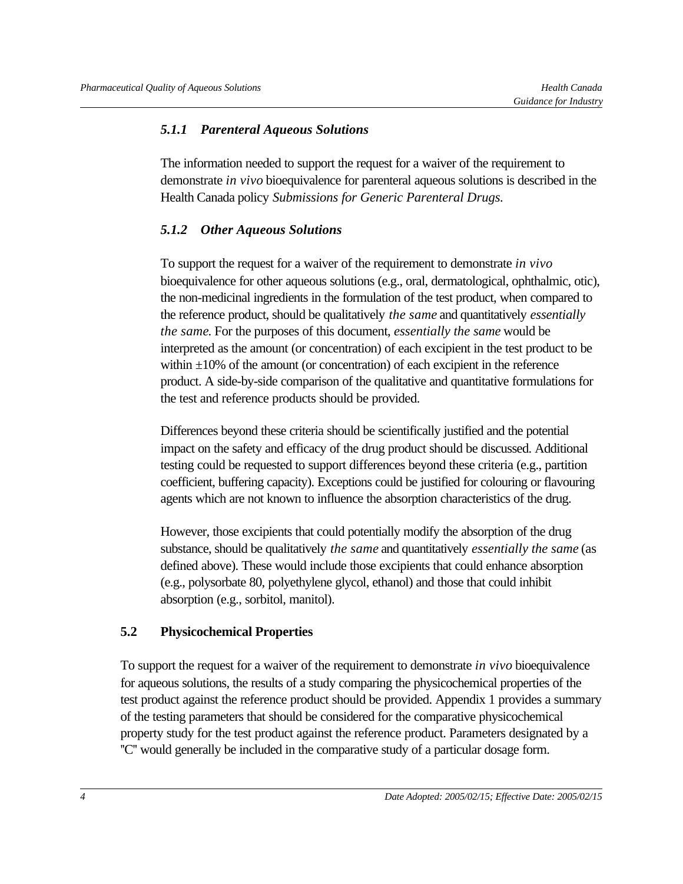### *5.1.1 Parenteral Aqueous Solutions*

The information needed to support the request for a waiver of the requirement to demonstrate *in vivo* bioequivalence for parenteral aqueous solutions is described in the Health Canada policy *Submissions for Generic Parenteral Drugs.*

### *5.1.2 Other Aqueous Solutions*

To support the request for a waiver of the requirement to demonstrate *in vivo* bioequivalence for other aqueous solutions (e.g., oral, dermatological, ophthalmic, otic), the non-medicinal ingredients in the formulation of the test product, when compared to the reference product, should be qualitatively *the same* and quantitatively *essentially the same.* For the purposes of this document, *essentially the same* would be interpreted as the amount (or concentration) of each excipient in the test product to be within ±10% of the amount (or concentration) of each excipient in the reference product. A side-by-side comparison of the qualitative and quantitative formulations for the test and reference products should be provided.

Differences beyond these criteria should be scientifically justified and the potential impact on the safety and efficacy of the drug product should be discussed. Additional testing could be requested to support differences beyond these criteria (e.g., partition coefficient, buffering capacity). Exceptions could be justified for colouring or flavouring agents which are not known to influence the absorption characteristics of the drug.

However, those excipients that could potentially modify the absorption of the drug substance, should be qualitatively *the same* and quantitatively *essentially the same* (as defined above). These would include those excipients that could enhance absorption (e.g., polysorbate 80, polyethylene glycol, ethanol) and those that could inhibit absorption (e.g., sorbitol, manitol).

## 5.2 Physicochemical Properties

To support the request for a waiver of the requirement to demonstrate *in vivo* bioequivalence for aqueous solutions, the results of a study comparing the physicochemical properties of the test product against the reference product should be provided. Appendix 1 provides a summary of the testing parameters that should be considered for the comparative physicochemical property study for the test product against the reference product. Parameters designated by a "C" would generally be included in the comparative study of a particular dosage form.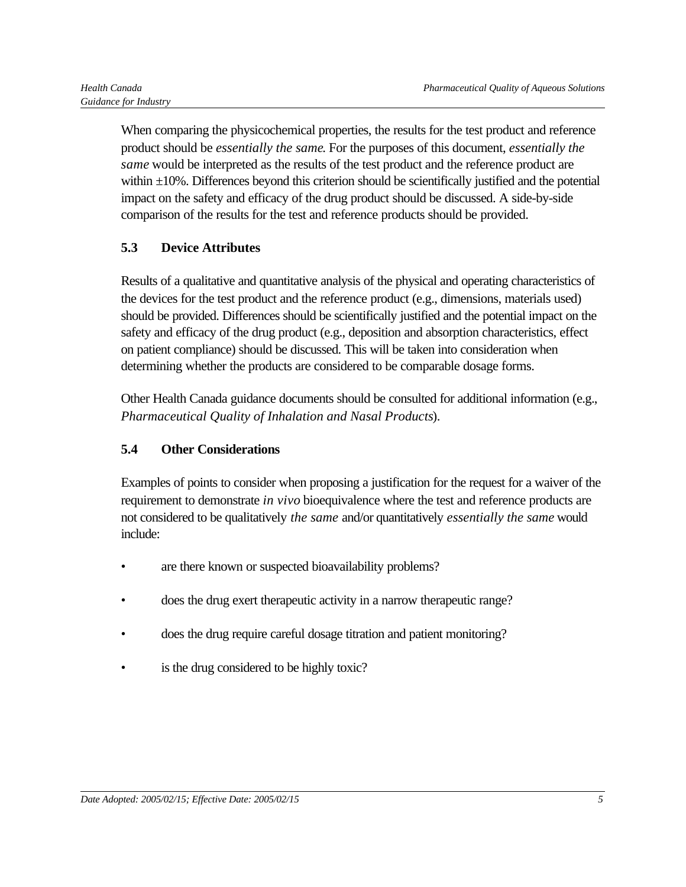When comparing the physicochemical properties, the results for the test product and reference product should be *essentially the same*. For the purposes of this document, *essentially the same* would be interpreted as the results of the test product and the reference product are within ±10%. Differences beyond this criterion should be scientifically justified and the potential impact on the safety and efficacy of the drug product should be discussed. A side-by-side comparison of the results for the test and reference products should be provided.

### 5.3 Device Attributes

Results of a qualitative and quantitative analysis of the physical and operating characteristics of the devices for the test product and the reference product (e.g., dimensions, materials used) should be provided. Differences should be scientifically justified and the potential impact on the safety and efficacy of the drug product (e.g., deposition and absorption characteristics, effect on patient compliance) should be discussed. This will be taken into consideration when determining whether the products are considered to be comparable dosage forms.

Other Health Canada guidance documents should be consulted for additional information (e.g., *Pharmaceutical Quality of Inhalation and Nasal Products*).

### 5.4 Other Considerations

Examples of points to consider when proposing a justification for the request for a waiver of the requirement to demonstrate *in vivo* bioequivalence where the test and reference products are not considered to be qualitatively *the same* and/or quantitatively *essentially the same* would include:

- are there known or suspected bioavailability problems?
- does the drug exert therapeutic activity in a narrow therapeutic range?
- does the drug require careful dosage titration and patient monitoring?
- is the drug considered to be highly toxic?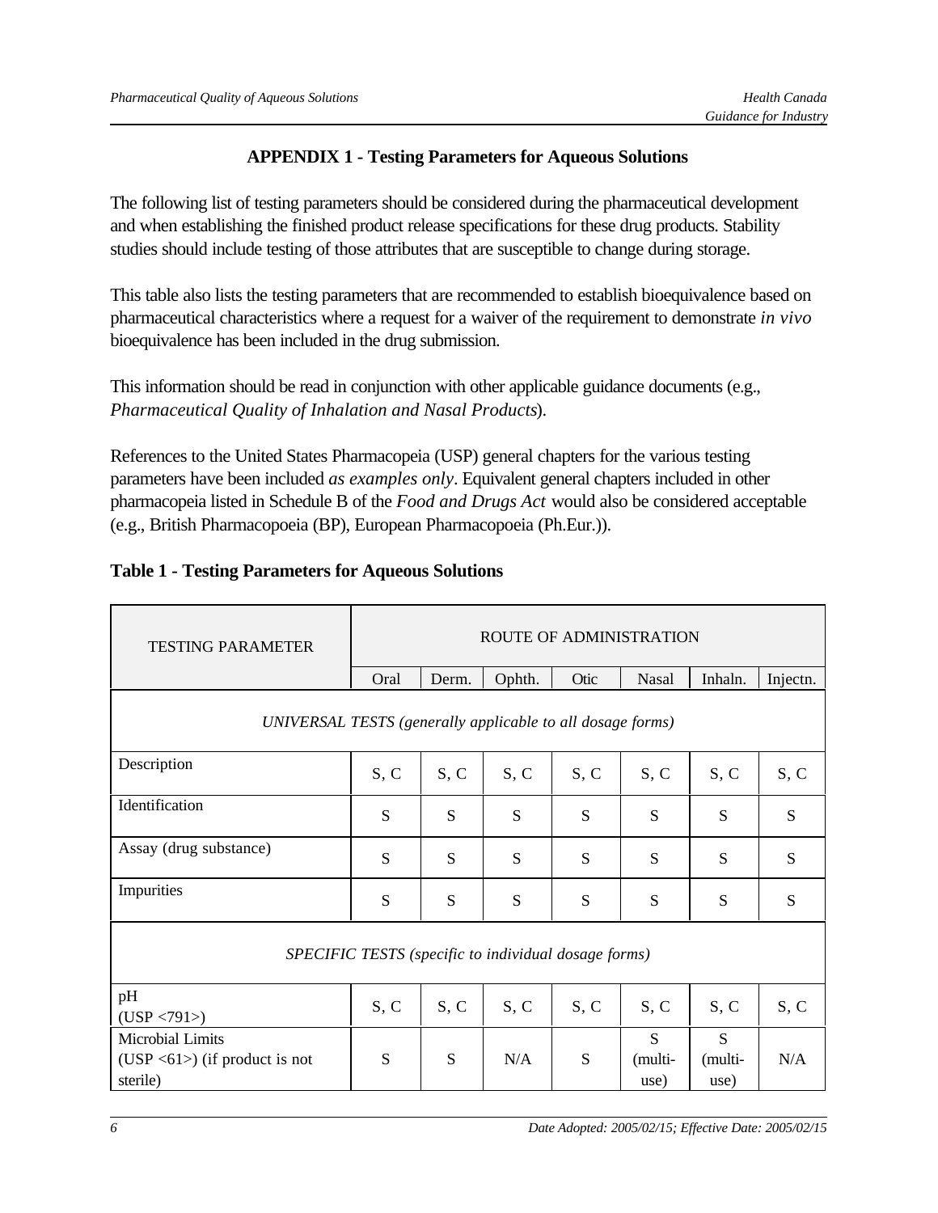## APPENDIX 1 - Testing Parameters for Aqueous Solutions

The following list of testing parameters should be considered during the pharmaceutical development and when establishing the finished product release specifications for these drug products. Stability studies should include testing of those attributes that are susceptible to change during storage.

This table also lists the testing parameters that are recommended to establish bioequivalence based on pharmaceutical characteristics where a request for a waiver of the requirement to demonstrate *in vivo* bioequivalence has been included in the drug submission.

This information should be read in conjunction with other applicable guidance documents (e.g., *Pharmaceutical Quality of Inhalation and Nasal Products*).

References to the United States Pharmacopeia (USP) general chapters for the various testing parameters have been included *as examples only*. Equivalent general chapters included in other pharmacopeia listed in Schedule B of the *Food and Drugs Act* would also be considered acceptable (e.g., British Pharmacopoeia (BP), European Pharmacopoeia (Ph.Eur.)).

**Table 1 - Testing Parameters for Aqueous Solutions**

| TESTING PARAMETER | ROUTE OF ADMINISTRATION | | | | | | |
|---|---|---|---|---|---|---|---|
| | Oral | Derm. | Ophth. | Otic | Nasal | Inhaln. | Injectn. |
| *UNIVERSAL TESTS (generally applicable to all dosage forms)* | | | | | | | |
| Description | S, C | S, C | S, C | S, C | S, C | S, C | S, C |
| Identification | S | S | S | S | S | S | S |
| Assay (drug substance) | S | S | S | S | S | S | S |
| Impurities | S | S | S | S | S | S | S |
| *SPECIFIC TESTS (specific to individual dosage forms)* | | | | | | | |
| pH (USP <791>) | S, C | S, C | S, C | S, C | S, C | S, C | S, C |
| Microbial Limits (USP <61>) (if product is not sterile) | S | S | N/A | S | S (multi-use) | S (multi-use) | N/A |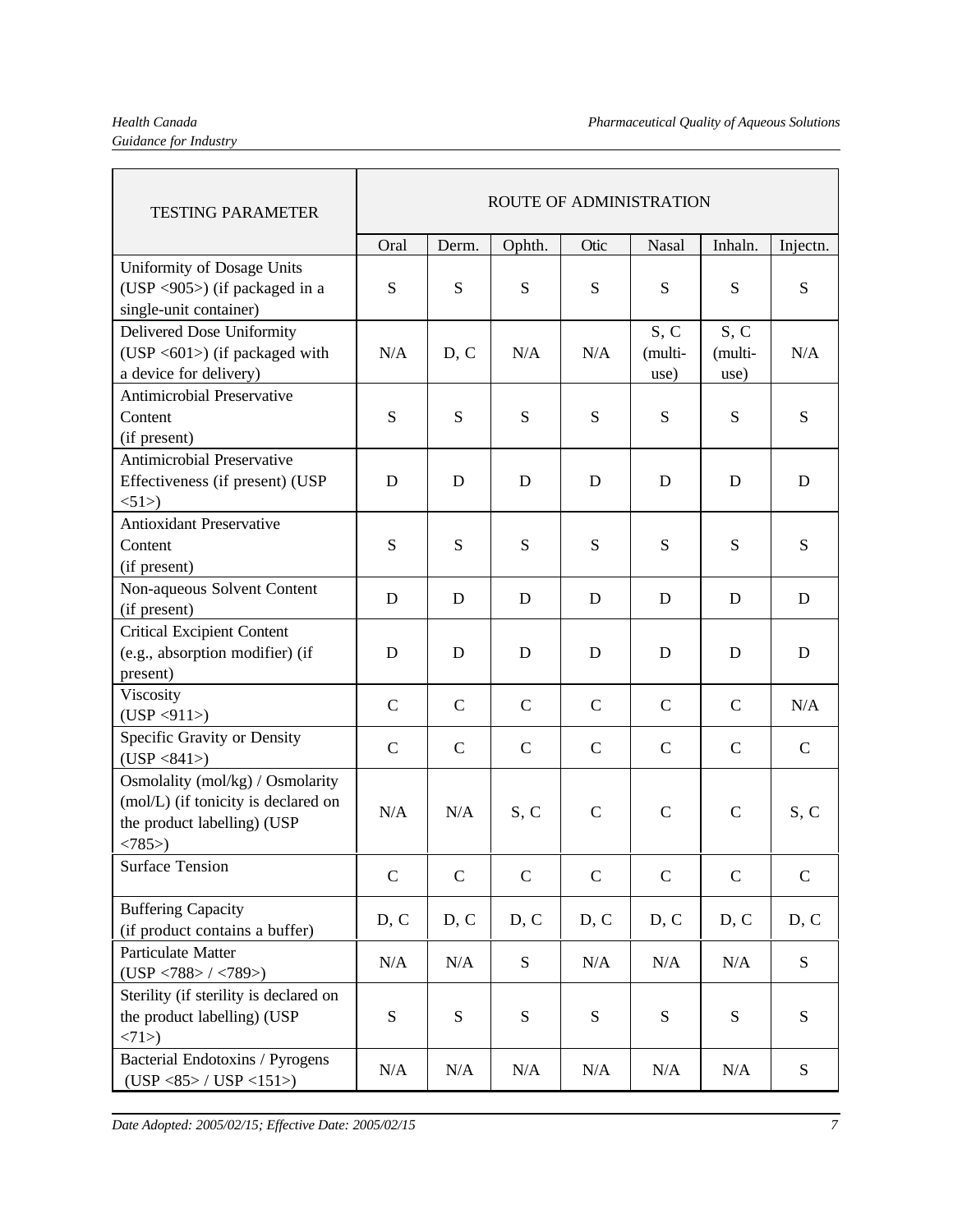| TESTING PARAMETER | ROUTE OF ADMINISTRATION | | | | | | |
|---|---|---|---|---|---|---|---|
| | Oral | Derm. | Ophth. | Otic | Nasal | Inhaln. | Injectn. |
| Uniformity of Dosage Units (USP <905>) (if packaged in a single-unit container) | S | S | S | S | S | S | S |
| Delivered Dose Uniformity (USP <601>) (if packaged with a device for delivery) | N/A | D, C | N/A | N/A | S, C (multi-use) | S, C (multi-use) | N/A |
| Antimicrobial Preservative Content (if present) | S | S | S | S | S | S | S |
| Antimicrobial Preservative Effectiveness (if present) (USP <51>) | D | D | D | D | D | D | D |
| Antioxidant Preservative Content (if present) | S | S | S | S | S | S | S |
| Non-aqueous Solvent Content (if present) | D | D | D | D | D | D | D |
| Critical Excipient Content (e.g., absorption modifier) (if present) | D | D | D | D | D | D | D |
| Viscosity (USP <911>) | C | C | C | C | C | C | N/A |
| Specific Gravity or Density (USP <841>) | C | C | C | C | C | C | C |
| Osmolality (mol/kg) / Osmolarity (mol/L) (if tonicity is declared on the product labelling) (USP <785>) | N/A | N/A | S, C | C | C | C | S, C |
| Surface Tension | C | C | C | C | C | C | C |
| Buffering Capacity (if product contains a buffer) | D, C | D, C | D, C | D, C | D, C | D, C | D, C |
| Particulate Matter (USP <788> / <789>) | N/A | N/A | S | N/A | N/A | N/A | S |
| Sterility (if sterility is declared on the product labelling) (USP <71>) | S | S | S | S | S | S | S |
| Bacterial Endotoxins / Pyrogens (USP <85> / USP <151>) | N/A | N/A | N/A | N/A | N/A | N/A | S |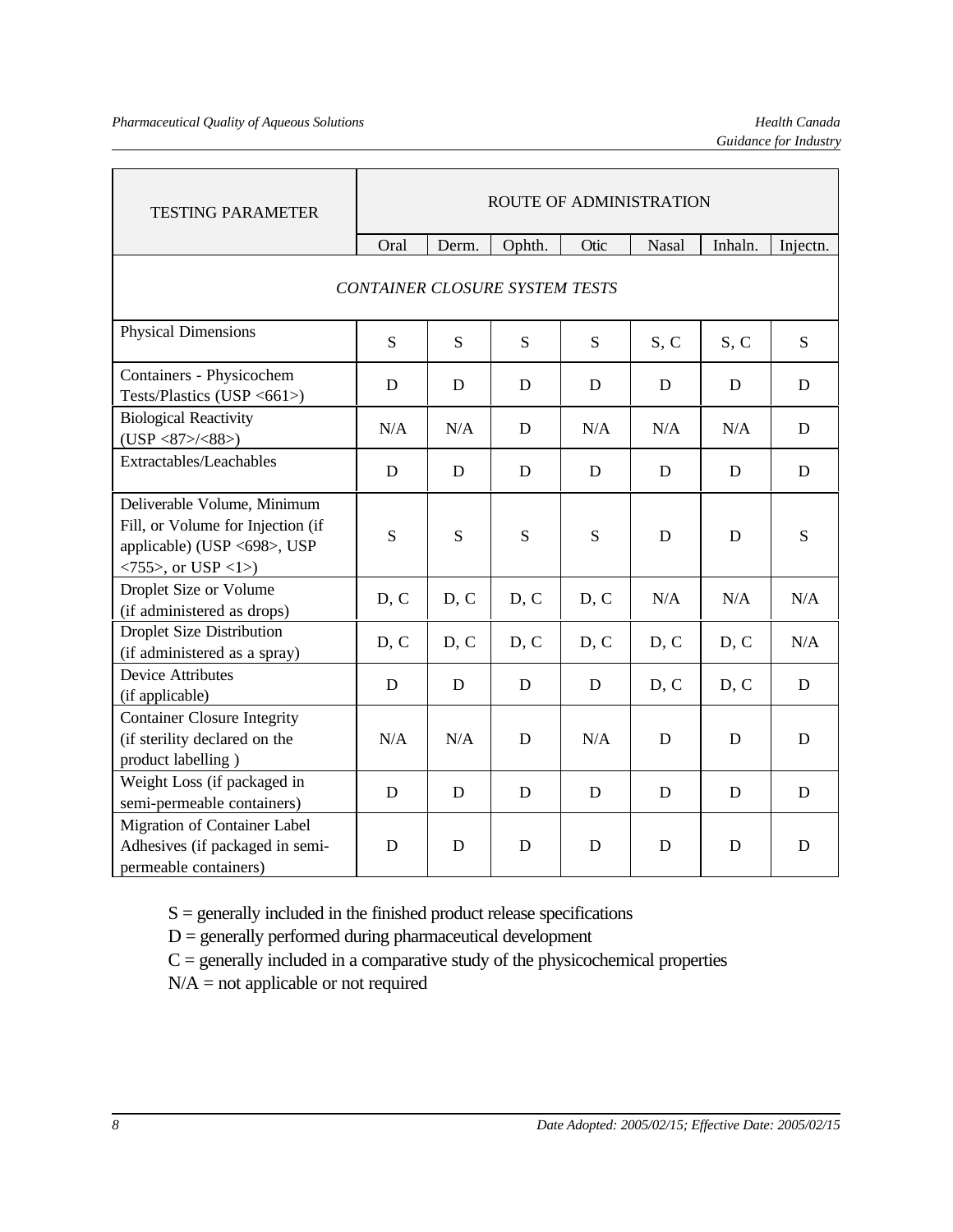| TESTING PARAMETER | ROUTE OF ADMINISTRATION | | | | | | |
|---|---|---|---|---|---|---|---|
| | Oral | Derm. | Ophth. | Otic | Nasal | Inhaln. | Injectn. |
| *CONTAINER CLOSURE SYSTEM TESTS* | | | | | | | |
| Physical Dimensions | S | S | S | S | S, C | S, C | S |
| Containers - Physicochem Tests/Plastics (USP <661>) | D | D | D | D | D | D | D |
| Biological Reactivity (USP <87>/<88>) | N/A | N/A | D | N/A | N/A | N/A | D |
| Extractables/Leachables | D | D | D | D | D | D | D |
| Deliverable Volume, Minimum Fill, or Volume for Injection (if applicable) (USP <698>, USP <755>, or USP <1>) | S | S | S | S | D | D | S |
| Droplet Size or Volume (if administered as drops) | D, C | D, C | D, C | D, C | N/A | N/A | N/A |
| Droplet Size Distribution (if administered as a spray) | D, C | D, C | D, C | D, C | D, C | D, C | N/A |
| Device Attributes (if applicable) | D | D | D | D | D, C | D, C | D |
| Container Closure Integrity (if sterility declared on the product labelling ) | N/A | N/A | D | N/A | D | D | D |
| Weight Loss (if packaged in semi-permeable containers) | D | D | D | D | D | D | D |
| Migration of Container Label Adhesives (if packaged in semi-permeable containers) | D | D | D | D | D | D | D |

S = generally included in the finished product release specifications

D = generally performed during pharmaceutical development

C = generally included in a comparative study of the physicochemical properties

N/A = not applicable or not required